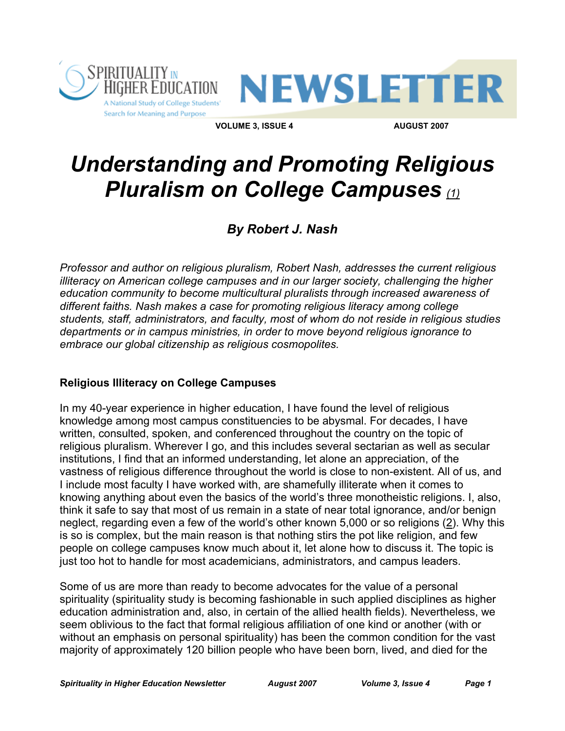# Understanding and Promoting Religious Pluralism on College Campuses [(1)]

### By Robert J. Nash

*Professor and author on religious pluralism, Robert Nash, addresses the current religious illiteracy on American college campuses and in our larger society, challenging the higher education community to become multicultural pluralists through increased awareness of different faiths. Nash makes a case for promoting religious literacy among college students, staff, administrators, and faculty, most of whom do not reside in religious studies departments or in campus ministries, in order to move beyond religious ignorance to embrace our global citizenship as religious cosmopolites.*

## Religious Illiteracy on College Campuses

In my 40-year experience in higher education, I have found the level of religious knowledge among most campus constituencies to be abysmal. For decades, I have written, consulted, spoken, and conferenced throughout the country on the topic of religious pluralism. Wherever I go, and this includes several sectarian as well as secular institutions, I find that an informed understanding, let alone an appreciation, of the vastness of religious difference throughout the world is close to non-existent. All of us, and I include most faculty I have worked with, are shamefully illiterate when it comes to knowing anything about even the basics of the world's three monotheistic religions. I, also, think it safe to say that most of us remain in a state of near total ignorance, and/or benign neglect, regarding even a few of the world's other known 5,000 or so religions (2). Why this is so is complex, but the main reason is that nothing stirs the pot like religion, and few people on college campuses know much about it, let alone how to discuss it. The topic is just too hot to handle for most academicians, administrators, and campus leaders.

Some of us are more than ready to become advocates for the value of a personal spirituality (spirituality study is becoming fashionable in such applied disciplines as higher education administration and, also, in certain of the allied health fields). Nevertheless, we seem oblivious to the fact that formal religious affiliation of one kind or another (with or without an emphasis on personal spirituality) has been the common condition for the vast majority of approximately 120 billion people who have been born, lived, and died for the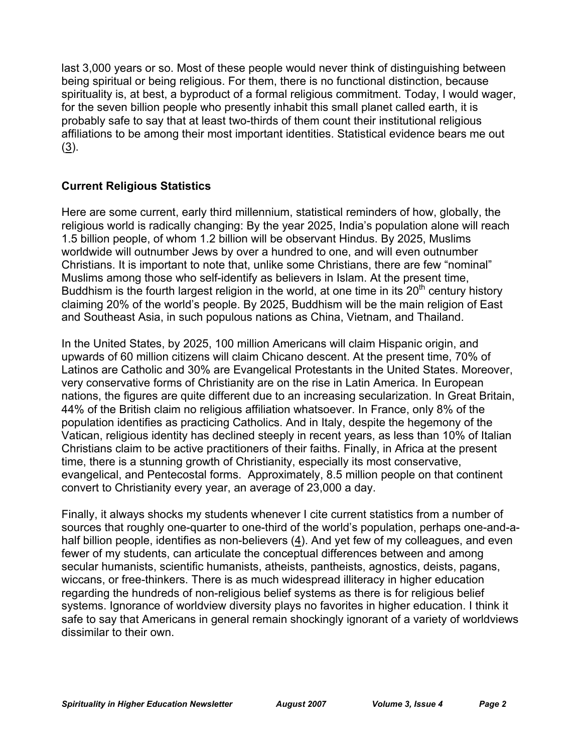last 3,000 years or so. Most of these people would never think of distinguishing between being spiritual or being religious. For them, there is no functional distinction, because spirituality is, at best, a byproduct of a formal religious commitment. Today, I would wager, for the seven billion people who presently inhabit this small planet called earth, it is probably safe to say that at least two-thirds of them count their institutional religious affiliations to be among their most important identities. Statistical evidence bears me out (3).

### Current Religious Statistics

Here are some current, early third millennium, statistical reminders of how, globally, the religious world is radically changing: By the year 2025, India's population alone will reach 1.5 billion people, of whom 1.2 billion will be observant Hindus. By 2025, Muslims worldwide will outnumber Jews by over a hundred to one, and will even outnumber Christians. It is important to note that, unlike some Christians, there are few "nominal" Muslims among those who self-identify as believers in Islam. At the present time, Buddhism is the fourth largest religion in the world, at one time in its 20th century history claiming 20% of the world's people. By 2025, Buddhism will be the main religion of East and Southeast Asia, in such populous nations as China, Vietnam, and Thailand.

In the United States, by 2025, 100 million Americans will claim Hispanic origin, and upwards of 60 million citizens will claim Chicano descent. At the present time, 70% of Latinos are Catholic and 30% are Evangelical Protestants in the United States. Moreover, very conservative forms of Christianity are on the rise in Latin America. In European nations, the figures are quite different due to an increasing secularization. In Great Britain, 44% of the British claim no religious affiliation whatsoever. In France, only 8% of the population identifies as practicing Catholics. And in Italy, despite the hegemony of the Vatican, religious identity has declined steeply in recent years, as less than 10% of Italian Christians claim to be active practitioners of their faiths. Finally, in Africa at the present time, there is a stunning growth of Christianity, especially its most conservative, evangelical, and Pentecostal forms. Approximately, 8.5 million people on that continent convert to Christianity every year, an average of 23,000 a day.

Finally, it always shocks my students whenever I cite current statistics from a number of sources that roughly one-quarter to one-third of the world's population, perhaps one-and-a-half billion people, identifies as non-believers (4). And yet few of my colleagues, and even fewer of my students, can articulate the conceptual differences between and among secular humanists, scientific humanists, atheists, pantheists, agnostics, deists, pagans, wiccans, or free-thinkers. There is as much widespread illiteracy in higher education regarding the hundreds of non-religious belief systems as there is for religious belief systems. Ignorance of worldview diversity plays no favorites in higher education. I think it safe to say that Americans in general remain shockingly ignorant of a variety of worldviews dissimilar to their own.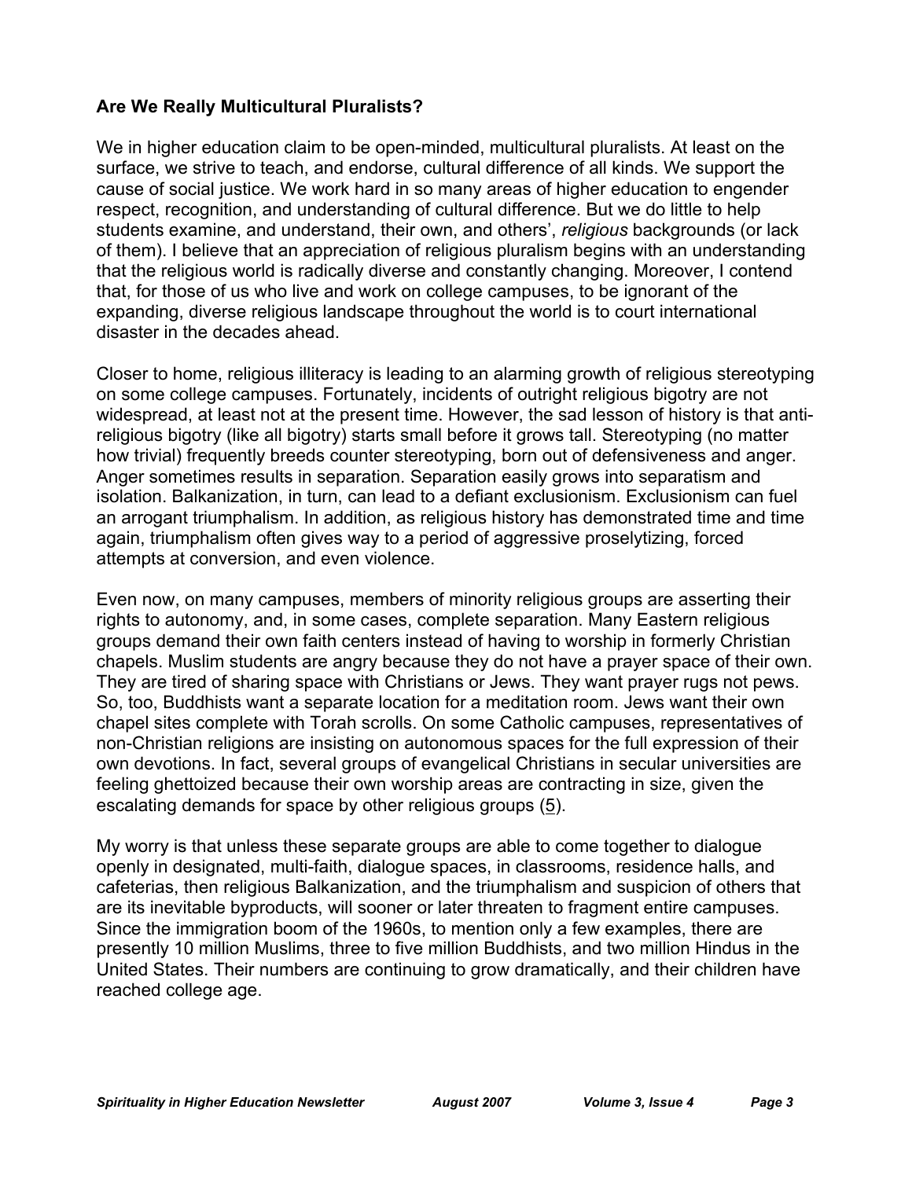**Are We Really Multicultural Pluralists?**

We in higher education claim to be open-minded, multicultural pluralists. At least on the surface, we strive to teach, and endorse, cultural difference of all kinds. We support the cause of social justice. We work hard in so many areas of higher education to engender respect, recognition, and understanding of cultural difference. But we do little to help students examine, and understand, their own, and others', *religious* backgrounds (or lack of them). I believe that an appreciation of religious pluralism begins with an understanding that the religious world is radically diverse and constantly changing. Moreover, I contend that, for those of us who live and work on college campuses, to be ignorant of the expanding, diverse religious landscape throughout the world is to court international disaster in the decades ahead.

Closer to home, religious illiteracy is leading to an alarming growth of religious stereotyping on some college campuses. Fortunately, incidents of outright religious bigotry are not widespread, at least not at the present time. However, the sad lesson of history is that anti-religious bigotry (like all bigotry) starts small before it grows tall. Stereotyping (no matter how trivial) frequently breeds counter stereotyping, born out of defensiveness and anger. Anger sometimes results in separation. Separation easily grows into separatism and isolation. Balkanization, in turn, can lead to a defiant exclusionism. Exclusionism can fuel an arrogant triumphalism. In addition, as religious history has demonstrated time and time again, triumphalism often gives way to a period of aggressive proselytizing, forced attempts at conversion, and even violence.

Even now, on many campuses, members of minority religious groups are asserting their rights to autonomy, and, in some cases, complete separation. Many Eastern religious groups demand their own faith centers instead of having to worship in formerly Christian chapels. Muslim students are angry because they do not have a prayer space of their own. They are tired of sharing space with Christians or Jews. They want prayer rugs not pews. So, too, Buddhists want a separate location for a meditation room. Jews want their own chapel sites complete with Torah scrolls. On some Catholic campuses, representatives of non-Christian religions are insisting on autonomous spaces for the full expression of their own devotions. In fact, several groups of evangelical Christians in secular universities are feeling ghettoized because their own worship areas are contracting in size, given the escalating demands for space by other religious groups (5).

My worry is that unless these separate groups are able to come together to dialogue openly in designated, multi-faith, dialogue spaces, in classrooms, residence halls, and cafeterias, then religious Balkanization, and the triumphalism and suspicion of others that are its inevitable byproducts, will sooner or later threaten to fragment entire campuses. Since the immigration boom of the 1960s, to mention only a few examples, there are presently 10 million Muslims, three to five million Buddhists, and two million Hindus in the United States. Their numbers are continuing to grow dramatically, and their children have reached college age.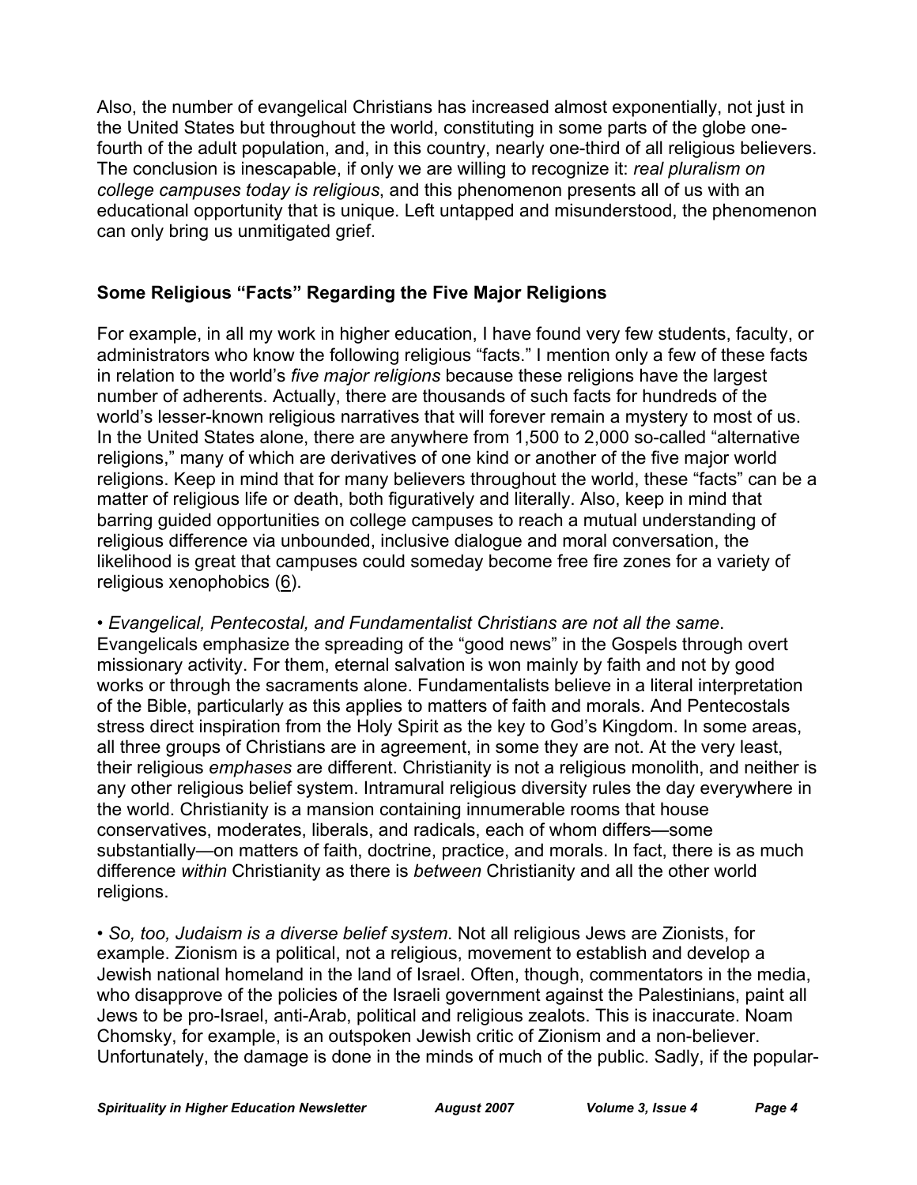Also, the number of evangelical Christians has increased almost exponentially, not just in the United States but throughout the world, constituting in some parts of the globe one-fourth of the adult population, and, in this country, nearly one-third of all religious believers. The conclusion is inescapable, if only we are willing to recognize it: *real pluralism on college campuses today is religious*, and this phenomenon presents all of us with an educational opportunity that is unique. Left untapped and misunderstood, the phenomenon can only bring us unmitigated grief.

### Some Religious "Facts" Regarding the Five Major Religions

For example, in all my work in higher education, I have found very few students, faculty, or administrators who know the following religious "facts." I mention only a few of these facts in relation to the world's *five major religions* because these religions have the largest number of adherents. Actually, there are thousands of such facts for hundreds of the world's lesser-known religious narratives that will forever remain a mystery to most of us. In the United States alone, there are anywhere from 1,500 to 2,000 so-called "alternative religions," many of which are derivatives of one kind or another of the five major world religions. Keep in mind that for many believers throughout the world, these "facts" can be a matter of religious life or death, both figuratively and literally. Also, keep in mind that barring guided opportunities on college campuses to reach a mutual understanding of religious difference via unbounded, inclusive dialogue and moral conversation, the likelihood is great that campuses could someday become free fire zones for a variety of religious xenophobics (6).

• *Evangelical, Pentecostal, and Fundamentalist Christians are not all the same*. Evangelicals emphasize the spreading of the "good news" in the Gospels through overt missionary activity. For them, eternal salvation is won mainly by faith and not by good works or through the sacraments alone. Fundamentalists believe in a literal interpretation of the Bible, particularly as this applies to matters of faith and morals. And Pentecostals stress direct inspiration from the Holy Spirit as the key to God's Kingdom. In some areas, all three groups of Christians are in agreement, in some they are not. At the very least, their religious *emphases* are different. Christianity is not a religious monolith, and neither is any other religious belief system. Intramural religious diversity rules the day everywhere in the world. Christianity is a mansion containing innumerable rooms that house conservatives, moderates, liberals, and radicals, each of whom differs—some substantially—on matters of faith, doctrine, practice, and morals. In fact, there is as much difference *within* Christianity as there is *between* Christianity and all the other world religions.

• *So, too, Judaism is a diverse belief system*. Not all religious Jews are Zionists, for example. Zionism is a political, not a religious, movement to establish and develop a Jewish national homeland in the land of Israel. Often, though, commentators in the media, who disapprove of the policies of the Israeli government against the Palestinians, paint all Jews to be pro-Israel, anti-Arab, political and religious zealots. This is inaccurate. Noam Chomsky, for example, is an outspoken Jewish critic of Zionism and a non-believer. Unfortunately, the damage is done in the minds of much of the public. Sadly, if the popular-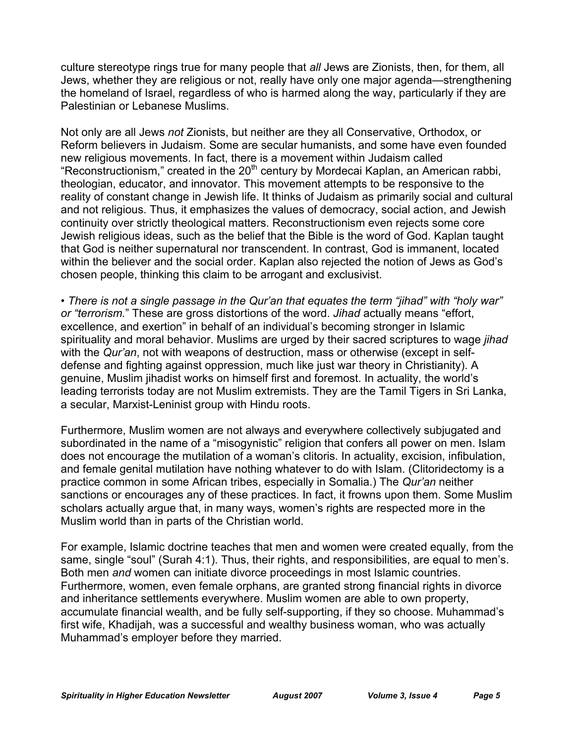culture stereotype rings true for many people that *all* Jews are Zionists, then, for them, all Jews, whether they are religious or not, really have only one major agenda—strengthening the homeland of Israel, regardless of who is harmed along the way, particularly if they are Palestinian or Lebanese Muslims.

Not only are all Jews *not* Zionists, but neither are they all Conservative, Orthodox, or Reform believers in Judaism. Some are secular humanists, and some have even founded new religious movements. In fact, there is a movement within Judaism called "Reconstructionism," created in the 20th century by Mordecai Kaplan, an American rabbi, theologian, educator, and innovator. This movement attempts to be responsive to the reality of constant change in Jewish life. It thinks of Judaism as primarily social and cultural and not religious. Thus, it emphasizes the values of democracy, social action, and Jewish continuity over strictly theological matters. Reconstructionism even rejects some core Jewish religious ideas, such as the belief that the Bible is the word of God. Kaplan taught that God is neither supernatural nor transcendent. In contrast, God is immanent, located within the believer and the social order. Kaplan also rejected the notion of Jews as God's chosen people, thinking this claim to be arrogant and exclusivist.

• *There is not a single passage in the Qur'an that equates the term "jihad" with "holy war" or "terrorism."* These are gross distortions of the word. *Jihad* actually means "effort, excellence, and exertion" in behalf of an individual's becoming stronger in Islamic spirituality and moral behavior. Muslims are urged by their sacred scriptures to wage *jihad* with the *Qur'an*, not with weapons of destruction, mass or otherwise (except in self-defense and fighting against oppression, much like just war theory in Christianity). A genuine, Muslim jihadist works on himself first and foremost. In actuality, the world's leading terrorists today are not Muslim extremists. They are the Tamil Tigers in Sri Lanka, a secular, Marxist-Leninist group with Hindu roots.

Furthermore, Muslim women are not always and everywhere collectively subjugated and subordinated in the name of a "misogynistic" religion that confers all power on men. Islam does not encourage the mutilation of a woman's clitoris. In actuality, excision, infibulation, and female genital mutilation have nothing whatever to do with Islam. (Clitoridectomy is a practice common in some African tribes, especially in Somalia.) The *Qur'an* neither sanctions or encourages any of these practices. In fact, it frowns upon them. Some Muslim scholars actually argue that, in many ways, women's rights are respected more in the Muslim world than in parts of the Christian world.

For example, Islamic doctrine teaches that men and women were created equally, from the same, single "soul" (Surah 4:1). Thus, their rights, and responsibilities, are equal to men's. Both men *and* women can initiate divorce proceedings in most Islamic countries. Furthermore, women, even female orphans, are granted strong financial rights in divorce and inheritance settlements everywhere. Muslim women are able to own property, accumulate financial wealth, and be fully self-supporting, if they so choose. Muhammad's first wife, Khadijah, was a successful and wealthy business woman, who was actually Muhammad's employer before they married.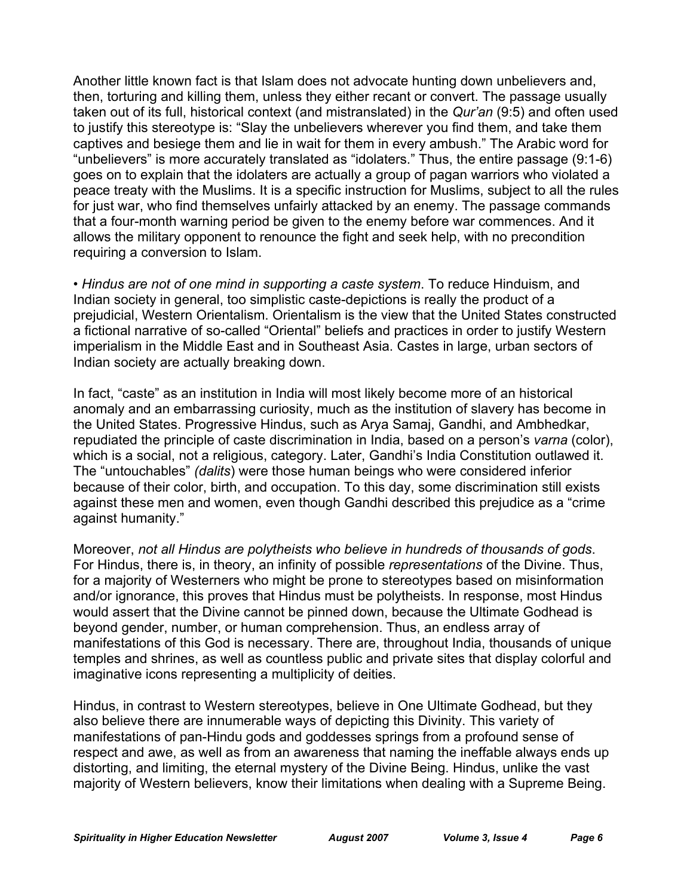Another little known fact is that Islam does not advocate hunting down unbelievers and, then, torturing and killing them, unless they either recant or convert. The passage usually taken out of its full, historical context (and mistranslated) in the *Qur'an* (9:5) and often used to justify this stereotype is: "Slay the unbelievers wherever you find them, and take them captives and besiege them and lie in wait for them in every ambush." The Arabic word for "unbelievers" is more accurately translated as "idolaters." Thus, the entire passage (9:1-6) goes on to explain that the idolaters are actually a group of pagan warriors who violated a peace treaty with the Muslims. It is a specific instruction for Muslims, subject to all the rules for just war, who find themselves unfairly attacked by an enemy. The passage commands that a four-month warning period be given to the enemy before war commences. And it allows the military opponent to renounce the fight and seek help, with no precondition requiring a conversion to Islam.

• *Hindus are not of one mind in supporting a caste system*. To reduce Hinduism, and Indian society in general, too simplistic caste-depictions is really the product of a prejudicial, Western Orientalism. Orientalism is the view that the United States constructed a fictional narrative of so-called "Oriental" beliefs and practices in order to justify Western imperialism in the Middle East and in Southeast Asia. Castes in large, urban sectors of Indian society are actually breaking down.

In fact, "caste" as an institution in India will most likely become more of an historical anomaly and an embarrassing curiosity, much as the institution of slavery has become in the United States. Progressive Hindus, such as Arya Samaj, Gandhi, and Ambhedkar, repudiated the principle of caste discrimination in India, based on a person's *varna* (color), which is a social, not a religious, category. Later, Gandhi's India Constitution outlawed it. The "untouchables" *(dalits)* were those human beings who were considered inferior because of their color, birth, and occupation. To this day, some discrimination still exists against these men and women, even though Gandhi described this prejudice as a "crime against humanity."

Moreover, *not all Hindus are polytheists who believe in hundreds of thousands of gods*. For Hindus, there is, in theory, an infinity of possible *representations* of the Divine. Thus, for a majority of Westerners who might be prone to stereotypes based on misinformation and/or ignorance, this proves that Hindus must be polytheists. In response, most Hindus would assert that the Divine cannot be pinned down, because the Ultimate Godhead is beyond gender, number, or human comprehension. Thus, an endless array of manifestations of this God is necessary. There are, throughout India, thousands of unique temples and shrines, as well as countless public and private sites that display colorful and imaginative icons representing a multiplicity of deities.

Hindus, in contrast to Western stereotypes, believe in One Ultimate Godhead, but they also believe there are innumerable ways of depicting this Divinity. This variety of manifestations of pan-Hindu gods and goddesses springs from a profound sense of respect and awe, as well as from an awareness that naming the ineffable always ends up distorting, and limiting, the eternal mystery of the Divine Being. Hindus, unlike the vast majority of Western believers, know their limitations when dealing with a Supreme Being.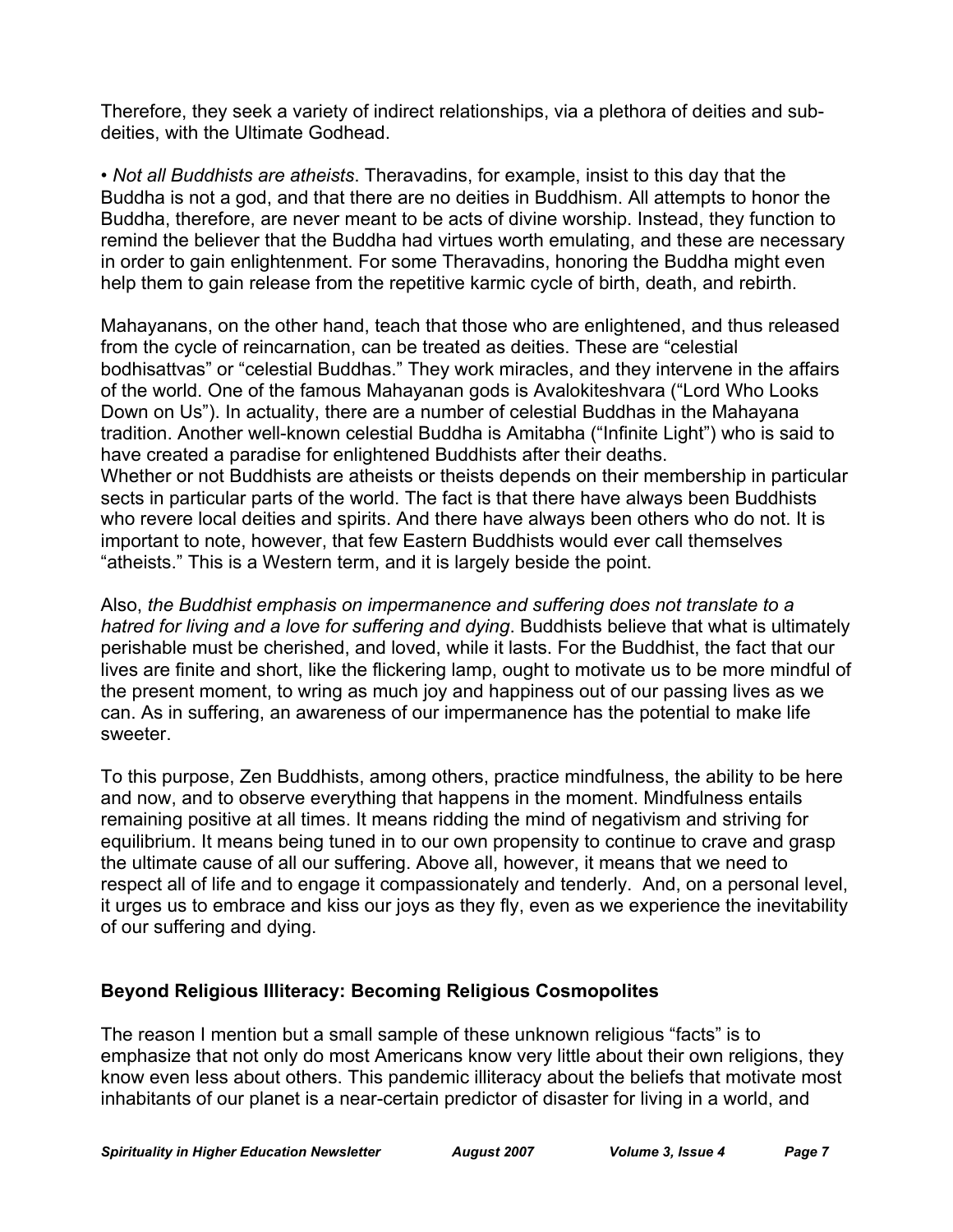Therefore, they seek a variety of indirect relationships, via a plethora of deities and sub-deities, with the Ultimate Godhead.

• *Not all Buddhists are atheists*. Theravadins, for example, insist to this day that the Buddha is not a god, and that there are no deities in Buddhism. All attempts to honor the Buddha, therefore, are never meant to be acts of divine worship. Instead, they function to remind the believer that the Buddha had virtues worth emulating, and these are necessary in order to gain enlightenment. For some Theravadins, honoring the Buddha might even help them to gain release from the repetitive karmic cycle of birth, death, and rebirth.

Mahayanans, on the other hand, teach that those who are enlightened, and thus released from the cycle of reincarnation, can be treated as deities. These are "celestial bodhisattvas" or "celestial Buddhas." They work miracles, and they intervene in the affairs of the world. One of the famous Mahayanan gods is Avalokiteshvara ("Lord Who Looks Down on Us"). In actuality, there are a number of celestial Buddhas in the Mahayana tradition. Another well-known celestial Buddha is Amitabha ("Infinite Light") who is said to have created a paradise for enlightened Buddhists after their deaths.
Whether or not Buddhists are atheists or theists depends on their membership in particular sects in particular parts of the world. The fact is that there have always been Buddhists who revere local deities and spirits. And there have always been others who do not. It is important to note, however, that few Eastern Buddhists would ever call themselves "atheists." This is a Western term, and it is largely beside the point.

Also, *the Buddhist emphasis on impermanence and suffering does not translate to a hatred for living and a love for suffering and dying*. Buddhists believe that what is ultimately perishable must be cherished, and loved, while it lasts. For the Buddhist, the fact that our lives are finite and short, like the flickering lamp, ought to motivate us to be more mindful of the present moment, to wring as much joy and happiness out of our passing lives as we can. As in suffering, an awareness of our impermanence has the potential to make life sweeter.

To this purpose, Zen Buddhists, among others, practice mindfulness, the ability to be here and now, and to observe everything that happens in the moment. Mindfulness entails remaining positive at all times. It means ridding the mind of negativism and striving for equilibrium. It means being tuned in to our own propensity to continue to crave and grasp the ultimate cause of all our suffering. Above all, however, it means that we need to respect all of life and to engage it compassionately and tenderly. And, on a personal level, it urges us to embrace and kiss our joys as they fly, even as we experience the inevitability of our suffering and dying.

### Beyond Religious Illiteracy: Becoming Religious Cosmopolites

The reason I mention but a small sample of these unknown religious "facts" is to emphasize that not only do most Americans know very little about their own religions, they know even less about others. This pandemic illiteracy about the beliefs that motivate most inhabitants of our planet is a near-certain predictor of disaster for living in a world, and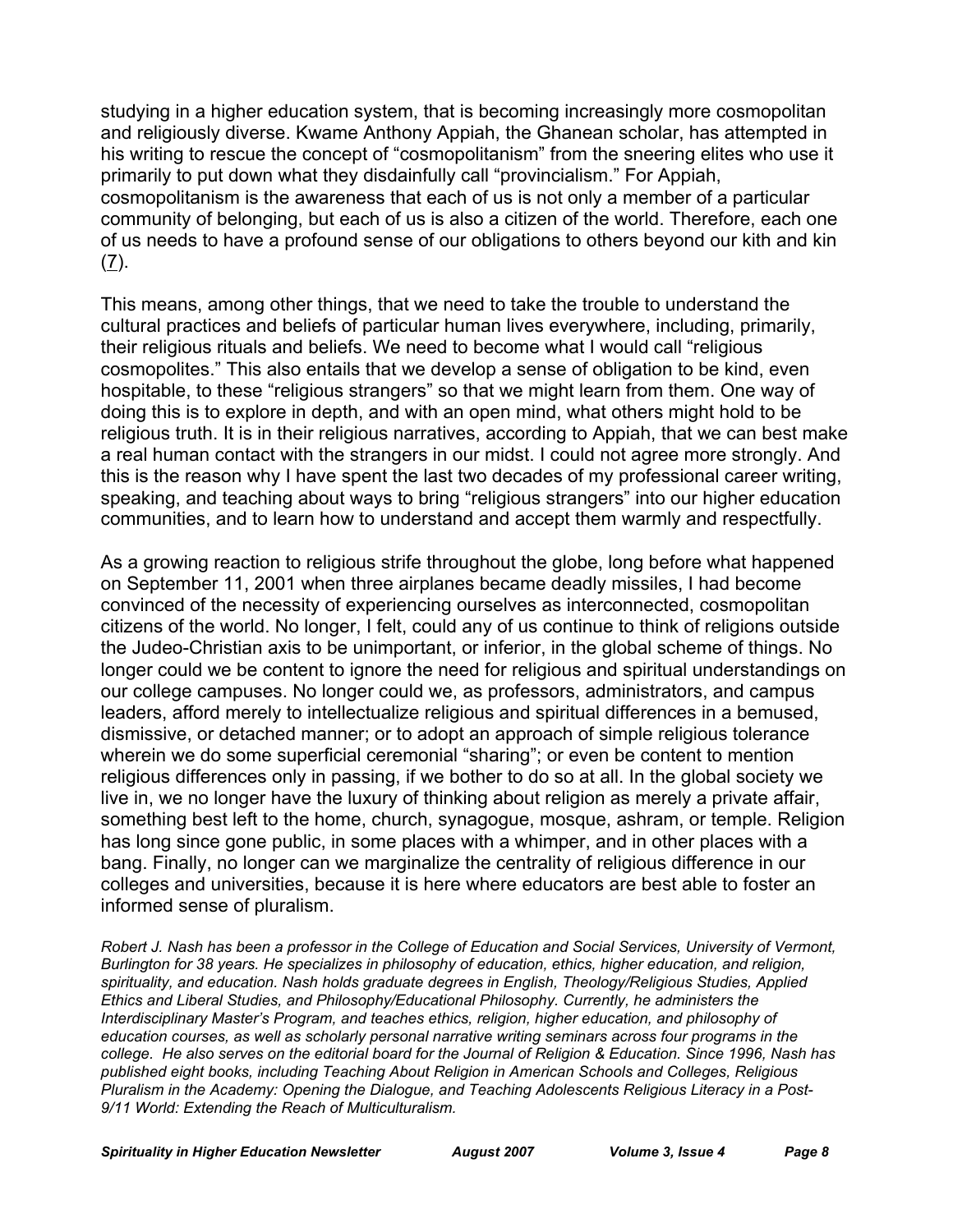studying in a higher education system, that is becoming increasingly more cosmopolitan and religiously diverse. Kwame Anthony Appiah, the Ghanean scholar, has attempted in his writing to rescue the concept of "cosmopolitanism" from the sneering elites who use it primarily to put down what they disdainfully call "provincialism." For Appiah, cosmopolitanism is the awareness that each of us is not only a member of a particular community of belonging, but each of us is also a citizen of the world. Therefore, each one of us needs to have a profound sense of our obligations to others beyond our kith and kin (7).

This means, among other things, that we need to take the trouble to understand the cultural practices and beliefs of particular human lives everywhere, including, primarily, their religious rituals and beliefs. We need to become what I would call "religious cosmopolites." This also entails that we develop a sense of obligation to be kind, even hospitable, to these "religious strangers" so that we might learn from them. One way of doing this is to explore in depth, and with an open mind, what others might hold to be religious truth. It is in their religious narratives, according to Appiah, that we can best make a real human contact with the strangers in our midst. I could not agree more strongly. And this is the reason why I have spent the last two decades of my professional career writing, speaking, and teaching about ways to bring "religious strangers" into our higher education communities, and to learn how to understand and accept them warmly and respectfully.

As a growing reaction to religious strife throughout the globe, long before what happened on September 11, 2001 when three airplanes became deadly missiles, I had become convinced of the necessity of experiencing ourselves as interconnected, cosmopolitan citizens of the world. No longer, I felt, could any of us continue to think of religions outside the Judeo-Christian axis to be unimportant, or inferior, in the global scheme of things. No longer could we be content to ignore the need for religious and spiritual understandings on our college campuses. No longer could we, as professors, administrators, and campus leaders, afford merely to intellectualize religious and spiritual differences in a bemused, dismissive, or detached manner; or to adopt an approach of simple religious tolerance wherein we do some superficial ceremonial "sharing"; or even be content to mention religious differences only in passing, if we bother to do so at all. In the global society we live in, we no longer have the luxury of thinking about religion as merely a private affair, something best left to the home, church, synagogue, mosque, ashram, or temple. Religion has long since gone public, in some places with a whimper, and in other places with a bang. Finally, no longer can we marginalize the centrality of religious difference in our colleges and universities, because it is here where educators are best able to foster an informed sense of pluralism.

*Robert J. Nash has been a professor in the College of Education and Social Services, University of Vermont, Burlington for 38 years. He specializes in philosophy of education, ethics, higher education, and religion, spirituality, and education. Nash holds graduate degrees in English, Theology/Religious Studies, Applied Ethics and Liberal Studies, and Philosophy/Educational Philosophy. Currently, he administers the Interdisciplinary Master's Program, and teaches ethics, religion, higher education, and philosophy of education courses, as well as scholarly personal narrative writing seminars across four programs in the college. He also serves on the editorial board for the Journal of Religion & Education. Since 1996, Nash has published eight books, including Teaching About Religion in American Schools and Colleges, Religious Pluralism in the Academy: Opening the Dialogue, and Teaching Adolescents Religious Literacy in a Post-9/11 World: Extending the Reach of Multiculturalism.*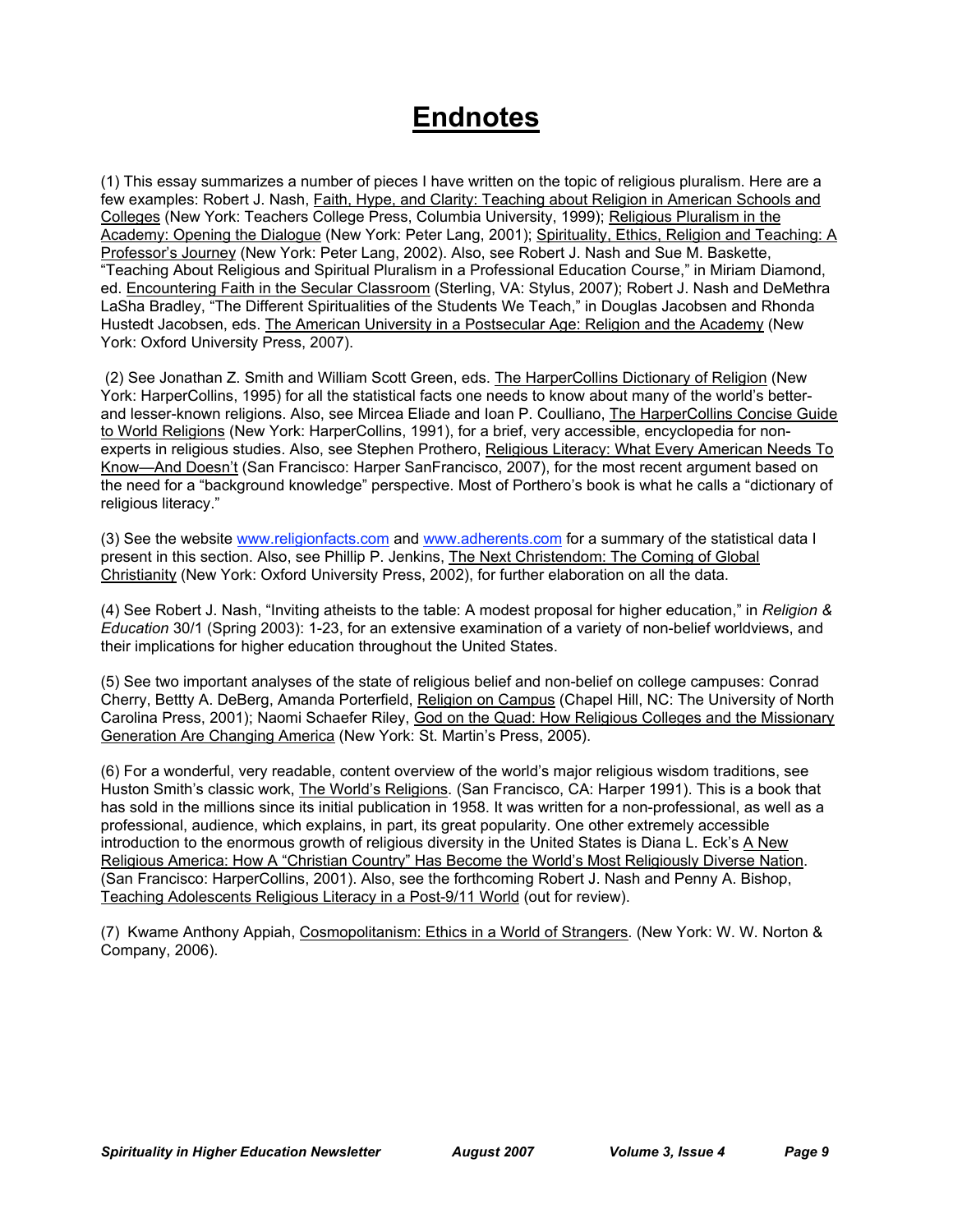# Endnotes

(1) This essay summarizes a number of pieces I have written on the topic of religious pluralism. Here are a few examples: Robert J. Nash, Faith, Hype, and Clarity: Teaching about Religion in American Schools and Colleges (New York: Teachers College Press, Columbia University, 1999); Religious Pluralism in the Academy: Opening the Dialogue (New York: Peter Lang, 2001); Spirituality, Ethics, Religion and Teaching: A Professor's Journey (New York: Peter Lang, 2002). Also, see Robert J. Nash and Sue M. Baskette, "Teaching About Religious and Spiritual Pluralism in a Professional Education Course," in Miriam Diamond, ed. Encountering Faith in the Secular Classroom (Sterling, VA: Stylus, 2007); Robert J. Nash and DeMethra LaSha Bradley, "The Different Spiritualities of the Students We Teach," in Douglas Jacobsen and Rhonda Hustedt Jacobsen, eds. The American University in a Postsecular Age: Religion and the Academy (New York: Oxford University Press, 2007).

(2) See Jonathan Z. Smith and William Scott Green, eds. The HarperCollins Dictionary of Religion (New York: HarperCollins, 1995) for all the statistical facts one needs to know about many of the world's better- and lesser-known religions. Also, see Mircea Eliade and Ioan P. Coulliano, The HarperCollins Concise Guide to World Religions (New York: HarperCollins, 1991), for a brief, very accessible, encyclopedia for non-experts in religious studies. Also, see Stephen Prothero, Religious Literacy: What Every American Needs To Know—And Doesn't (San Francisco: Harper SanFrancisco, 2007), for the most recent argument based on the need for a "background knowledge" perspective. Most of Porthero's book is what he calls a "dictionary of religious literacy."

(3) See the website www.religionfacts.com and www.adherents.com for a summary of the statistical data I present in this section. Also, see Phillip P. Jenkins, The Next Christendom: The Coming of Global Christianity (New York: Oxford University Press, 2002), for further elaboration on all the data.

(4) See Robert J. Nash, "Inviting atheists to the table: A modest proposal for higher education," in *Religion & Education* 30/1 (Spring 2003): 1-23, for an extensive examination of a variety of non-belief worldviews, and their implications for higher education throughout the United States.

(5) See two important analyses of the state of religious belief and non-belief on college campuses: Conrad Cherry, Bettty A. DeBerg, Amanda Porterfield, Religion on Campus (Chapel Hill, NC: The University of North Carolina Press, 2001); Naomi Schaefer Riley, God on the Quad: How Religious Colleges and the Missionary Generation Are Changing America (New York: St. Martin's Press, 2005).

(6) For a wonderful, very readable, content overview of the world's major religious wisdom traditions, see Huston Smith's classic work, The World's Religions. (San Francisco, CA: Harper 1991). This is a book that has sold in the millions since its initial publication in 1958. It was written for a non-professional, as well as a professional, audience, which explains, in part, its great popularity. One other extremely accessible introduction to the enormous growth of religious diversity in the United States is Diana L. Eck's A New Religious America: How A "Christian Country" Has Become the World's Most Religiously Diverse Nation. (San Francisco: HarperCollins, 2001). Also, see the forthcoming Robert J. Nash and Penny A. Bishop, Teaching Adolescents Religious Literacy in a Post-9/11 World (out for review).

(7) Kwame Anthony Appiah, Cosmopolitanism: Ethics in a World of Strangers. (New York: W. W. Norton & Company, 2006).